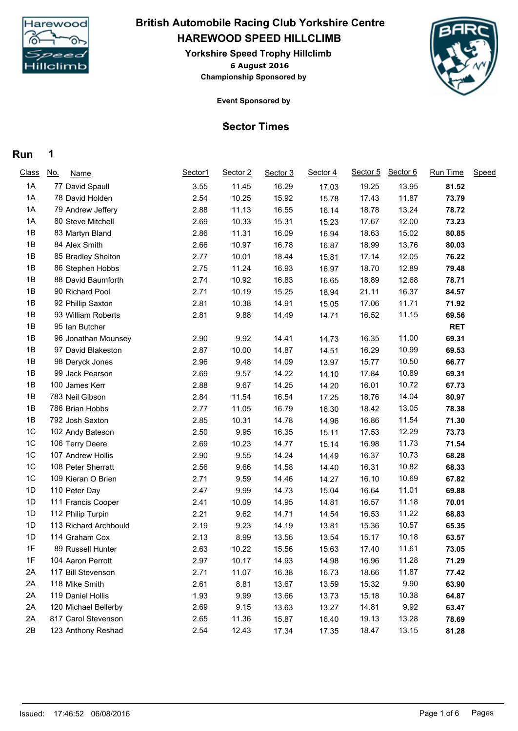# British Automobile Racing Club Yorkshire Centre

## HAREWOOD SPEED HILLCLIMB

### Yorkshire Speed Trophy Hillclimb

**6 August 2016**

**Championship Sponsored by**

**Event Sponsored by**

## Sector Times

**Run 1**

| Class | No. | Name | Sector1 | Sector 2 | Sector 3 | Sector 4 | Sector 5 | Sector 6 | Run Time | Speed |
|---|---|---|---|---|---|---|---|---|---|---|
| 1A | 77 | David Spaull | 3.55 | 11.45 | 16.29 | 17.03 | 19.25 | 13.95 | **81.52** | |
| 1A | 78 | David Holden | 2.54 | 10.25 | 15.92 | 15.78 | 17.43 | 11.87 | **73.79** | |
| 1A | 79 | Andrew Jeffery | 2.88 | 11.13 | 16.55 | 16.14 | 18.78 | 13.24 | **78.72** | |
| 1A | 80 | Steve Mitchell | 2.69 | 10.33 | 15.31 | 15.23 | 17.67 | 12.00 | **73.23** | |
| 1B | 83 | Martyn Bland | 2.86 | 11.31 | 16.09 | 16.94 | 18.63 | 15.02 | **80.85** | |
| 1B | 84 | Alex Smith | 2.66 | 10.97 | 16.78 | 16.87 | 18.99 | 13.76 | **80.03** | |
| 1B | 85 | Bradley Shelton | 2.77 | 10.01 | 18.44 | 15.81 | 17.14 | 12.05 | **76.22** | |
| 1B | 86 | Stephen Hobbs | 2.75 | 11.24 | 16.93 | 16.97 | 18.70 | 12.89 | **79.48** | |
| 1B | 88 | David Baumforth | 2.74 | 10.92 | 16.83 | 16.65 | 18.89 | 12.68 | **78.71** | |
| 1B | 90 | Richard Pool | 2.71 | 10.19 | 15.25 | 18.94 | 21.11 | 16.37 | **84.57** | |
| 1B | 92 | Phillip Saxton | 2.81 | 10.38 | 14.91 | 15.05 | 17.06 | 11.71 | **71.92** | |
| 1B | 93 | William Roberts | 2.81 | 9.88 | 14.49 | 14.71 | 16.52 | 11.15 | **69.56** | |
| 1B | 95 | Ian Butcher | | | | | | | **RET** | |
| 1B | 96 | Jonathan Mounsey | 2.90 | 9.92 | 14.41 | 14.73 | 16.35 | 11.00 | **69.31** | |
| 1B | 97 | David Blakeston | 2.87 | 10.00 | 14.87 | 14.51 | 16.29 | 10.99 | **69.53** | |
| 1B | 98 | Deryck Jones | 2.96 | 9.48 | 14.09 | 13.97 | 15.77 | 10.50 | **66.77** | |
| 1B | 99 | Jack Pearson | 2.69 | 9.57 | 14.22 | 14.10 | 17.84 | 10.89 | **69.31** | |
| 1B | 100 | James Kerr | 2.88 | 9.67 | 14.25 | 14.20 | 16.01 | 10.72 | **67.73** | |
| 1B | 783 | Neil Gibson | 2.84 | 11.54 | 16.54 | 17.25 | 18.76 | 14.04 | **80.97** | |
| 1B | 786 | Brian Hobbs | 2.77 | 11.05 | 16.79 | 16.30 | 18.42 | 13.05 | **78.38** | |
| 1B | 792 | Josh Saxton | 2.85 | 10.31 | 14.78 | 14.96 | 16.86 | 11.54 | **71.30** | |
| 1C | 102 | Andy Bateson | 2.50 | 9.95 | 16.35 | 15.11 | 17.53 | 12.29 | **73.73** | |
| 1C | 106 | Terry Deere | 2.69 | 10.23 | 14.77 | 15.14 | 16.98 | 11.73 | **71.54** | |
| 1C | 107 | Andrew Hollis | 2.90 | 9.55 | 14.24 | 14.49 | 16.37 | 10.73 | **68.28** | |
| 1C | 108 | Peter Sherratt | 2.56 | 9.66 | 14.58 | 14.40 | 16.31 | 10.82 | **68.33** | |
| 1C | 109 | Kieran O Brien | 2.71 | 9.59 | 14.46 | 14.27 | 16.10 | 10.69 | **67.82** | |
| 1D | 110 | Peter Day | 2.47 | 9.99 | 14.73 | 15.04 | 16.64 | 11.01 | **69.88** | |
| 1D | 111 | Francis Cooper | 2.41 | 10.09 | 14.95 | 14.81 | 16.57 | 11.18 | **70.01** | |
| 1D | 112 | Philip Turpin | 2.21 | 9.62 | 14.71 | 14.54 | 16.53 | 11.22 | **68.83** | |
| 1D | 113 | Richard Archbould | 2.19 | 9.23 | 14.19 | 13.81 | 15.36 | 10.57 | **65.35** | |
| 1D | 114 | Graham Cox | 2.13 | 8.99 | 13.56 | 13.54 | 15.17 | 10.18 | **63.57** | |
| 1F | 89 | Russell Hunter | 2.63 | 10.22 | 15.56 | 15.63 | 17.40 | 11.61 | **73.05** | |
| 1F | 104 | Aaron Perrott | 2.97 | 10.17 | 14.93 | 14.98 | 16.96 | 11.28 | **71.29** | |
| 2A | 117 | Bill Stevenson | 2.71 | 11.07 | 16.38 | 16.73 | 18.66 | 11.87 | **77.42** | |
| 2A | 118 | Mike Smith | 2.61 | 8.81 | 13.67 | 13.59 | 15.32 | 9.90 | **63.90** | |
| 2A | 119 | Daniel Hollis | 1.93 | 9.99 | 13.66 | 13.73 | 15.18 | 10.38 | **64.87** | |
| 2A | 120 | Michael Bellerby | 2.69 | 9.15 | 13.63 | 13.27 | 14.81 | 9.92 | **63.47** | |
| 2A | 817 | Carol Stevenson | 2.65 | 11.36 | 15.87 | 16.40 | 19.13 | 13.28 | **78.69** | |
| 2B | 123 | Anthony Reshad | 2.54 | 12.43 | 17.34 | 17.35 | 18.47 | 13.15 | **81.28** | |

Issued: 17:46:52 06/08/2016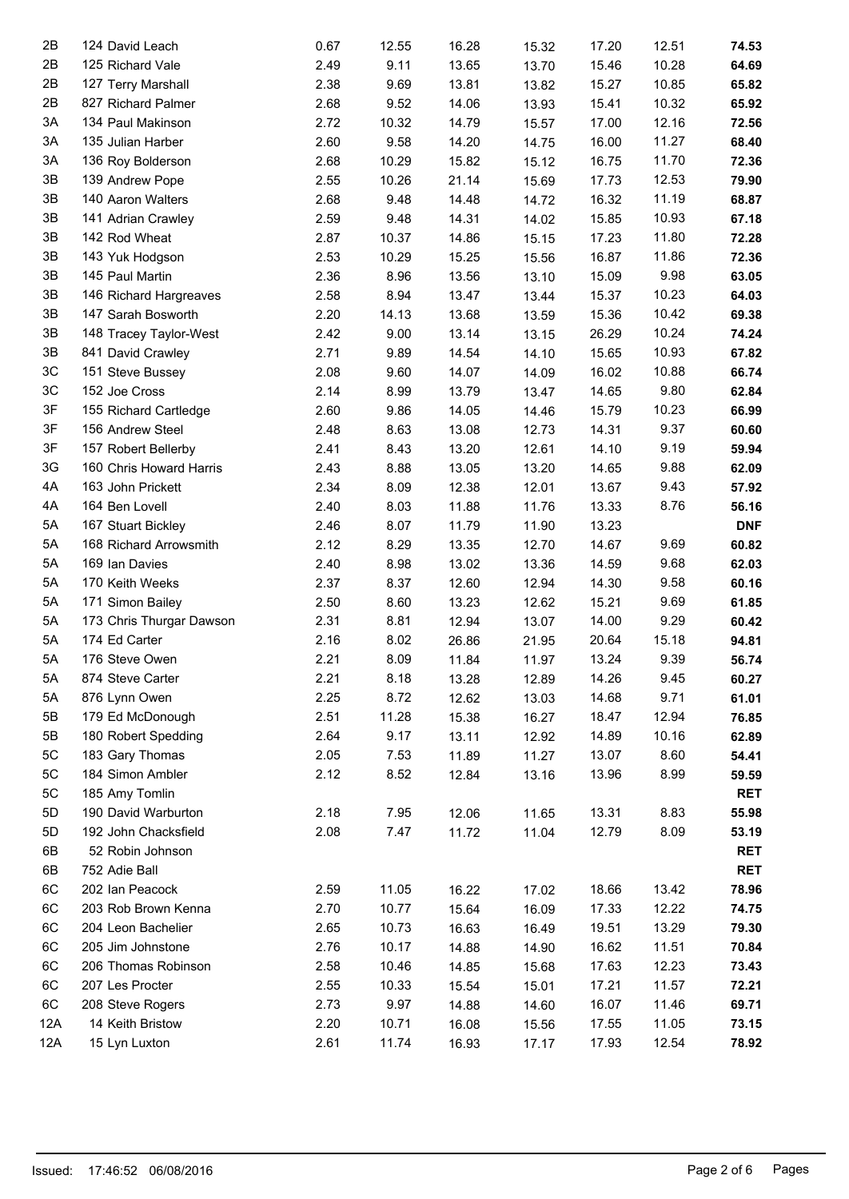| | | | | | | | | |
|---|---|---|---|---|---|---|---|---|
| 2B | 124 David Leach | 0.67 | 12.55 | 16.28 | 15.32 | 17.20 | 12.51 | **74.53** |
| 2B | 125 Richard Vale | 2.49 | 9.11 | 13.65 | 13.70 | 15.46 | 10.28 | **64.69** |
| 2B | 127 Terry Marshall | 2.38 | 9.69 | 13.81 | 13.82 | 15.27 | 10.85 | **65.82** |
| 2B | 827 Richard Palmer | 2.68 | 9.52 | 14.06 | 13.93 | 15.41 | 10.32 | **65.92** |
| 3A | 134 Paul Makinson | 2.72 | 10.32 | 14.79 | 15.57 | 17.00 | 12.16 | **72.56** |
| 3A | 135 Julian Harber | 2.60 | 9.58 | 14.20 | 14.75 | 16.00 | 11.27 | **68.40** |
| 3A | 136 Roy Bolderson | 2.68 | 10.29 | 15.82 | 15.12 | 16.75 | 11.70 | **72.36** |
| 3B | 139 Andrew Pope | 2.55 | 10.26 | 21.14 | 15.69 | 17.73 | 12.53 | **79.90** |
| 3B | 140 Aaron Walters | 2.68 | 9.48 | 14.48 | 14.72 | 16.32 | 11.19 | **68.87** |
| 3B | 141 Adrian Crawley | 2.59 | 9.48 | 14.31 | 14.02 | 15.85 | 10.93 | **67.18** |
| 3B | 142 Rod Wheat | 2.87 | 10.37 | 14.86 | 15.15 | 17.23 | 11.80 | **72.28** |
| 3B | 143 Yuk Hodgson | 2.53 | 10.29 | 15.25 | 15.56 | 16.87 | 11.86 | **72.36** |
| 3B | 145 Paul Martin | 2.36 | 8.96 | 13.56 | 13.10 | 15.09 | 9.98 | **63.05** |
| 3B | 146 Richard Hargreaves | 2.58 | 8.94 | 13.47 | 13.44 | 15.37 | 10.23 | **64.03** |
| 3B | 147 Sarah Bosworth | 2.20 | 14.13 | 13.68 | 13.59 | 15.36 | 10.42 | **69.38** |
| 3B | 148 Tracey Taylor-West | 2.42 | 9.00 | 13.14 | 13.15 | 26.29 | 10.24 | **74.24** |
| 3B | 841 David Crawley | 2.71 | 9.89 | 14.54 | 14.10 | 15.65 | 10.93 | **67.82** |
| 3C | 151 Steve Bussey | 2.08 | 9.60 | 14.07 | 14.09 | 16.02 | 10.88 | **66.74** |
| 3C | 152 Joe Cross | 2.14 | 8.99 | 13.79 | 13.47 | 14.65 | 9.80 | **62.84** |
| 3F | 155 Richard Cartledge | 2.60 | 9.86 | 14.05 | 14.46 | 15.79 | 10.23 | **66.99** |
| 3F | 156 Andrew Steel | 2.48 | 8.63 | 13.08 | 12.73 | 14.31 | 9.37 | **60.60** |
| 3F | 157 Robert Bellerby | 2.41 | 8.43 | 13.20 | 12.61 | 14.10 | 9.19 | **59.94** |
| 3G | 160 Chris Howard Harris | 2.43 | 8.88 | 13.05 | 13.20 | 14.65 | 9.88 | **62.09** |
| 4A | 163 John Prickett | 2.34 | 8.09 | 12.38 | 12.01 | 13.67 | 9.43 | **57.92** |
| 4A | 164 Ben Lovell | 2.40 | 8.03 | 11.88 | 11.76 | 13.33 | 8.76 | **56.16** |
| 5A | 167 Stuart Bickley | 2.46 | 8.07 | 11.79 | 11.90 | 13.23 | | **DNF** |
| 5A | 168 Richard Arrowsmith | 2.12 | 8.29 | 13.35 | 12.70 | 14.67 | 9.69 | **60.82** |
| 5A | 169 Ian Davies | 2.40 | 8.98 | 13.02 | 13.36 | 14.59 | 9.68 | **62.03** |
| 5A | 170 Keith Weeks | 2.37 | 8.37 | 12.60 | 12.94 | 14.30 | 9.58 | **60.16** |
| 5A | 171 Simon Bailey | 2.50 | 8.60 | 13.23 | 12.62 | 15.21 | 9.69 | **61.85** |
| 5A | 173 Chris Thurgar Dawson | 2.31 | 8.81 | 12.94 | 13.07 | 14.00 | 9.29 | **60.42** |
| 5A | 174 Ed Carter | 2.16 | 8.02 | 26.86 | 21.95 | 20.64 | 15.18 | **94.81** |
| 5A | 176 Steve Owen | 2.21 | 8.09 | 11.84 | 11.97 | 13.24 | 9.39 | **56.74** |
| 5A | 874 Steve Carter | 2.21 | 8.18 | 13.28 | 12.89 | 14.26 | 9.45 | **60.27** |
| 5A | 876 Lynn Owen | 2.25 | 8.72 | 12.62 | 13.03 | 14.68 | 9.71 | **61.01** |
| 5B | 179 Ed McDonough | 2.51 | 11.28 | 15.38 | 16.27 | 18.47 | 12.94 | **76.85** |
| 5B | 180 Robert Spedding | 2.64 | 9.17 | 13.11 | 12.92 | 14.89 | 10.16 | **62.89** |
| 5C | 183 Gary Thomas | 2.05 | 7.53 | 11.89 | 11.27 | 13.07 | 8.60 | **54.41** |
| 5C | 184 Simon Ambler | 2.12 | 8.52 | 12.84 | 13.16 | 13.96 | 8.99 | **59.59** |
| 5C | 185 Amy Tomlin | | | | | | | **RET** |
| 5D | 190 David Warburton | 2.18 | 7.95 | 12.06 | 11.65 | 13.31 | 8.83 | **55.98** |
| 5D | 192 John Chacksfield | 2.08 | 7.47 | 11.72 | 11.04 | 12.79 | 8.09 | **53.19** |
| 6B | 52 Robin Johnson | | | | | | | **RET** |
| 6B | 752 Adie Ball | | | | | | | **RET** |
| 6C | 202 Ian Peacock | 2.59 | 11.05 | 16.22 | 17.02 | 18.66 | 13.42 | **78.96** |
| 6C | 203 Rob Brown Kenna | 2.70 | 10.77 | 15.64 | 16.09 | 17.33 | 12.22 | **74.75** |
| 6C | 204 Leon Bachelier | 2.65 | 10.73 | 16.63 | 16.49 | 19.51 | 13.29 | **79.30** |
| 6C | 205 Jim Johnstone | 2.76 | 10.17 | 14.88 | 14.90 | 16.62 | 11.51 | **70.84** |
| 6C | 206 Thomas Robinson | 2.58 | 10.46 | 14.85 | 15.68 | 17.63 | 12.23 | **73.43** |
| 6C | 207 Les Procter | 2.55 | 10.33 | 15.54 | 15.01 | 17.21 | 11.57 | **72.21** |
| 6C | 208 Steve Rogers | 2.73 | 9.97 | 14.88 | 14.60 | 16.07 | 11.46 | **69.71** |
| 12A | 14 Keith Bristow | 2.20 | 10.71 | 16.08 | 15.56 | 17.55 | 11.05 | **73.15** |
| 12A | 15 Lyn Luxton | 2.61 | 11.74 | 16.93 | 17.17 | 17.93 | 12.54 | **78.92** |

Issued: 17:46:52 06/08/2016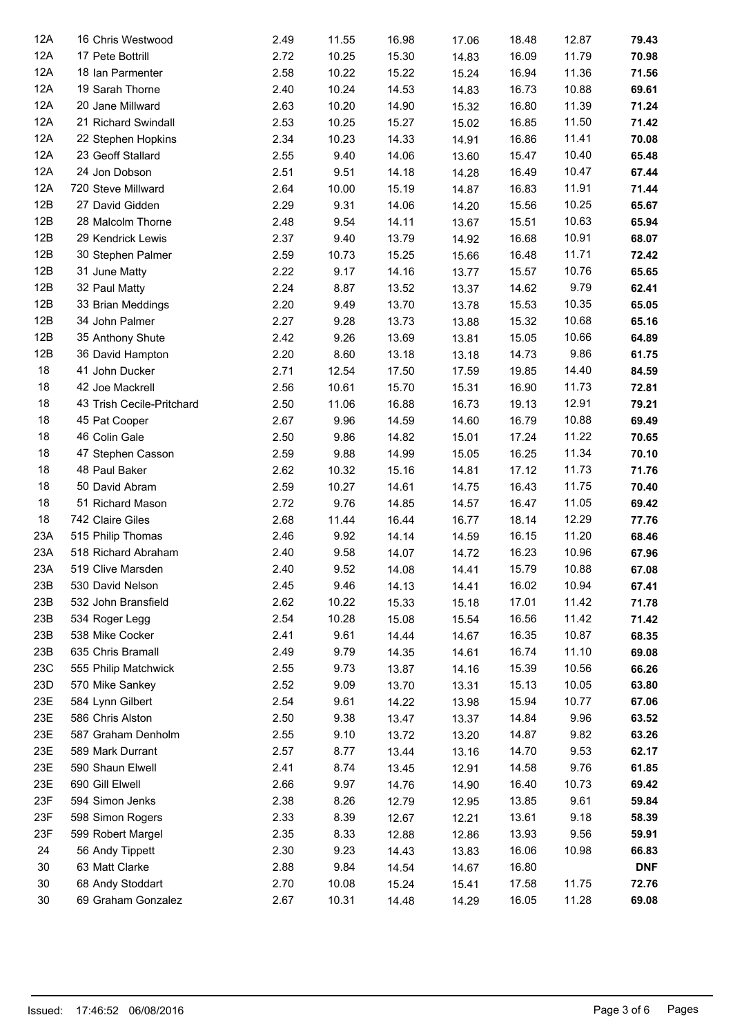| | | | | | | | | |
|---|---|---|---|---|---|---|---|---|
| 12A | 16 Chris Westwood | 2.49 | 11.55 | 16.98 | 17.06 | 18.48 | 12.87 | **79.43** |
| 12A | 17 Pete Bottrill | 2.72 | 10.25 | 15.30 | 14.83 | 16.09 | 11.79 | **70.98** |
| 12A | 18 Ian Parmenter | 2.58 | 10.22 | 15.22 | 15.24 | 16.94 | 11.36 | **71.56** |
| 12A | 19 Sarah Thorne | 2.40 | 10.24 | 14.53 | 14.83 | 16.73 | 10.88 | **69.61** |
| 12A | 20 Jane Millward | 2.63 | 10.20 | 14.90 | 15.32 | 16.80 | 11.39 | **71.24** |
| 12A | 21 Richard Swindall | 2.53 | 10.25 | 15.27 | 15.02 | 16.85 | 11.50 | **71.42** |
| 12A | 22 Stephen Hopkins | 2.34 | 10.23 | 14.33 | 14.91 | 16.86 | 11.41 | **70.08** |
| 12A | 23 Geoff Stallard | 2.55 | 9.40 | 14.06 | 13.60 | 15.47 | 10.40 | **65.48** |
| 12A | 24 Jon Dobson | 2.51 | 9.51 | 14.18 | 14.28 | 16.49 | 10.47 | **67.44** |
| 12A | 720 Steve Millward | 2.64 | 10.00 | 15.19 | 14.87 | 16.83 | 11.91 | **71.44** |
| 12B | 27 David Gidden | 2.29 | 9.31 | 14.06 | 14.20 | 15.56 | 10.25 | **65.67** |
| 12B | 28 Malcolm Thorne | 2.48 | 9.54 | 14.11 | 13.67 | 15.51 | 10.63 | **65.94** |
| 12B | 29 Kendrick Lewis | 2.37 | 9.40 | 13.79 | 14.92 | 16.68 | 10.91 | **68.07** |
| 12B | 30 Stephen Palmer | 2.59 | 10.73 | 15.25 | 15.66 | 16.48 | 11.71 | **72.42** |
| 12B | 31 June Matty | 2.22 | 9.17 | 14.16 | 13.77 | 15.57 | 10.76 | **65.65** |
| 12B | 32 Paul Matty | 2.24 | 8.87 | 13.52 | 13.37 | 14.62 | 9.79 | **62.41** |
| 12B | 33 Brian Meddings | 2.20 | 9.49 | 13.70 | 13.78 | 15.53 | 10.35 | **65.05** |
| 12B | 34 John Palmer | 2.27 | 9.28 | 13.73 | 13.88 | 15.32 | 10.68 | **65.16** |
| 12B | 35 Anthony Shute | 2.42 | 9.26 | 13.69 | 13.81 | 15.05 | 10.66 | **64.89** |
| 12B | 36 David Hampton | 2.20 | 8.60 | 13.18 | 13.18 | 14.73 | 9.86 | **61.75** |
| 18 | 41 John Ducker | 2.71 | 12.54 | 17.50 | 17.59 | 19.85 | 14.40 | **84.59** |
| 18 | 42 Joe Mackrell | 2.56 | 10.61 | 15.70 | 15.31 | 16.90 | 11.73 | **72.81** |
| 18 | 43 Trish Cecile-Pritchard | 2.50 | 11.06 | 16.88 | 16.73 | 19.13 | 12.91 | **79.21** |
| 18 | 45 Pat Cooper | 2.67 | 9.96 | 14.59 | 14.60 | 16.79 | 10.88 | **69.49** |
| 18 | 46 Colin Gale | 2.50 | 9.86 | 14.82 | 15.01 | 17.24 | 11.22 | **70.65** |
| 18 | 47 Stephen Casson | 2.59 | 9.88 | 14.99 | 15.05 | 16.25 | 11.34 | **70.10** |
| 18 | 48 Paul Baker | 2.62 | 10.32 | 15.16 | 14.81 | 17.12 | 11.73 | **71.76** |
| 18 | 50 David Abram | 2.59 | 10.27 | 14.61 | 14.75 | 16.43 | 11.75 | **70.40** |
| 18 | 51 Richard Mason | 2.72 | 9.76 | 14.85 | 14.57 | 16.47 | 11.05 | **69.42** |
| 18 | 742 Claire Giles | 2.68 | 11.44 | 16.44 | 16.77 | 18.14 | 12.29 | **77.76** |
| 23A | 515 Philip Thomas | 2.46 | 9.92 | 14.14 | 14.59 | 16.15 | 11.20 | **68.46** |
| 23A | 518 Richard Abraham | 2.40 | 9.58 | 14.07 | 14.72 | 16.23 | 10.96 | **67.96** |
| 23A | 519 Clive Marsden | 2.40 | 9.52 | 14.08 | 14.41 | 15.79 | 10.88 | **67.08** |
| 23B | 530 David Nelson | 2.45 | 9.46 | 14.13 | 14.41 | 16.02 | 10.94 | **67.41** |
| 23B | 532 John Bransfield | 2.62 | 10.22 | 15.33 | 15.18 | 17.01 | 11.42 | **71.78** |
| 23B | 534 Roger Legg | 2.54 | 10.28 | 15.08 | 15.54 | 16.56 | 11.42 | **71.42** |
| 23B | 538 Mike Cocker | 2.41 | 9.61 | 14.44 | 14.67 | 16.35 | 10.87 | **68.35** |
| 23B | 635 Chris Bramall | 2.49 | 9.79 | 14.35 | 14.61 | 16.74 | 11.10 | **69.08** |
| 23C | 555 Philip Matchwick | 2.55 | 9.73 | 13.87 | 14.16 | 15.39 | 10.56 | **66.26** |
| 23D | 570 Mike Sankey | 2.52 | 9.09 | 13.70 | 13.31 | 15.13 | 10.05 | **63.80** |
| 23E | 584 Lynn Gilbert | 2.54 | 9.61 | 14.22 | 13.98 | 15.94 | 10.77 | **67.06** |
| 23E | 586 Chris Alston | 2.50 | 9.38 | 13.47 | 13.37 | 14.84 | 9.96 | **63.52** |
| 23E | 587 Graham Denholm | 2.55 | 9.10 | 13.72 | 13.20 | 14.87 | 9.82 | **63.26** |
| 23E | 589 Mark Durrant | 2.57 | 8.77 | 13.44 | 13.16 | 14.70 | 9.53 | **62.17** |
| 23E | 590 Shaun Elwell | 2.41 | 8.74 | 13.45 | 12.91 | 14.58 | 9.76 | **61.85** |
| 23E | 690 Gill Elwell | 2.66 | 9.97 | 14.76 | 14.90 | 16.40 | 10.73 | **69.42** |
| 23F | 594 Simon Jenks | 2.38 | 8.26 | 12.79 | 12.95 | 13.85 | 9.61 | **59.84** |
| 23F | 598 Simon Rogers | 2.33 | 8.39 | 12.67 | 12.21 | 13.61 | 9.18 | **58.39** |
| 23F | 599 Robert Margel | 2.35 | 8.33 | 12.88 | 12.86 | 13.93 | 9.56 | **59.91** |
| 24 | 56 Andy Tippett | 2.30 | 9.23 | 14.43 | 13.83 | 16.06 | 10.98 | **66.83** |
| 30 | 63 Matt Clarke | 2.88 | 9.84 | 14.54 | 14.67 | 16.80 | | **DNF** |
| 30 | 68 Andy Stoddart | 2.70 | 10.08 | 15.24 | 15.41 | 17.58 | 11.75 | **72.76** |
| 30 | 69 Graham Gonzalez | 2.67 | 10.31 | 14.48 | 14.29 | 16.05 | 11.28 | **69.08** |

Issued: 17:46:52 06/08/2016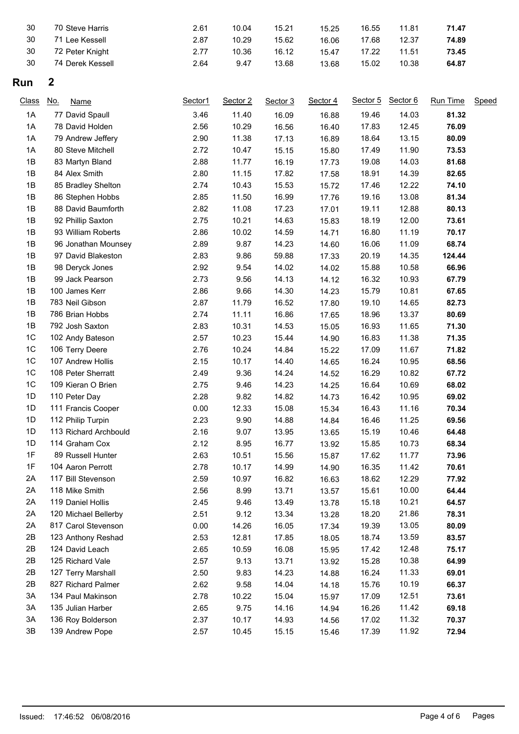| | | | | | | | | | |
|---|---|---|---|---|---|---|---|---|---|
| 30 | 70 | Steve Harris | 2.61 | 10.04 | 15.21 | 15.25 | 16.55 | 11.81 | **71.47** |
| 30 | 71 | Lee Kessell | 2.87 | 10.29 | 15.62 | 16.06 | 17.68 | 12.37 | **74.89** |
| 30 | 72 | Peter Knight | 2.77 | 10.36 | 16.12 | 15.47 | 17.22 | 11.51 | **73.45** |
| 30 | 74 | Derek Kessell | 2.64 | 9.47 | 13.68 | 13.68 | 15.02 | 10.38 | **64.87** |

## Run 2

| Class | No. | Name | Sector1 | Sector 2 | Sector 3 | Sector 4 | Sector 5 | Sector 6 | Run Time | Speed |
|---|---|---|---|---|---|---|---|---|---|---|
| 1A | 77 | David Spaull | 3.46 | 11.40 | 16.09 | 16.88 | 19.46 | 14.03 | **81.32** | |
| 1A | 78 | David Holden | 2.56 | 10.29 | 16.56 | 16.40 | 17.83 | 12.45 | **76.09** | |
| 1A | 79 | Andrew Jeffery | 2.90 | 11.38 | 17.13 | 16.89 | 18.64 | 13.15 | **80.09** | |
| 1A | 80 | Steve Mitchell | 2.72 | 10.47 | 15.15 | 15.80 | 17.49 | 11.90 | **73.53** | |
| 1B | 83 | Martyn Bland | 2.88 | 11.77 | 16.19 | 17.73 | 19.08 | 14.03 | **81.68** | |
| 1B | 84 | Alex Smith | 2.80 | 11.15 | 17.82 | 17.58 | 18.91 | 14.39 | **82.65** | |
| 1B | 85 | Bradley Shelton | 2.74 | 10.43 | 15.53 | 15.72 | 17.46 | 12.22 | **74.10** | |
| 1B | 86 | Stephen Hobbs | 2.85 | 11.50 | 16.99 | 17.76 | 19.16 | 13.08 | **81.34** | |
| 1B | 88 | David Baumforth | 2.82 | 11.08 | 17.23 | 17.01 | 19.11 | 12.88 | **80.13** | |
| 1B | 92 | Phillip Saxton | 2.75 | 10.21 | 14.63 | 15.83 | 18.19 | 12.00 | **73.61** | |
| 1B | 93 | William Roberts | 2.86 | 10.02 | 14.59 | 14.71 | 16.80 | 11.19 | **70.17** | |
| 1B | 96 | Jonathan Mounsey | 2.89 | 9.87 | 14.23 | 14.60 | 16.06 | 11.09 | **68.74** | |
| 1B | 97 | David Blakeston | 2.83 | 9.86 | 59.88 | 17.33 | 20.19 | 14.35 | **124.44** | |
| 1B | 98 | Deryck Jones | 2.92 | 9.54 | 14.02 | 14.02 | 15.88 | 10.58 | **66.96** | |
| 1B | 99 | Jack Pearson | 2.73 | 9.56 | 14.13 | 14.12 | 16.32 | 10.93 | **67.79** | |
| 1B | 100 | James Kerr | 2.86 | 9.66 | 14.30 | 14.23 | 15.79 | 10.81 | **67.65** | |
| 1B | 783 | Neil Gibson | 2.87 | 11.79 | 16.52 | 17.80 | 19.10 | 14.65 | **82.73** | |
| 1B | 786 | Brian Hobbs | 2.74 | 11.11 | 16.86 | 17.65 | 18.96 | 13.37 | **80.69** | |
| 1B | 792 | Josh Saxton | 2.83 | 10.31 | 14.53 | 15.05 | 16.93 | 11.65 | **71.30** | |
| 1C | 102 | Andy Bateson | 2.57 | 10.23 | 15.44 | 14.90 | 16.83 | 11.38 | **71.35** | |
| 1C | 106 | Terry Deere | 2.76 | 10.24 | 14.84 | 15.22 | 17.09 | 11.67 | **71.82** | |
| 1C | 107 | Andrew Hollis | 2.15 | 10.17 | 14.40 | 14.65 | 16.24 | 10.95 | **68.56** | |
| 1C | 108 | Peter Sherratt | 2.49 | 9.36 | 14.24 | 14.52 | 16.29 | 10.82 | **67.72** | |
| 1C | 109 | Kieran O Brien | 2.75 | 9.46 | 14.23 | 14.25 | 16.64 | 10.69 | **68.02** | |
| 1D | 110 | Peter Day | 2.28 | 9.82 | 14.82 | 14.73 | 16.42 | 10.95 | **69.02** | |
| 1D | 111 | Francis Cooper | 0.00 | 12.33 | 15.08 | 15.34 | 16.43 | 11.16 | **70.34** | |
| 1D | 112 | Philip Turpin | 2.23 | 9.90 | 14.88 | 14.84 | 16.46 | 11.25 | **69.56** | |
| 1D | 113 | Richard Archbould | 2.16 | 9.07 | 13.95 | 13.65 | 15.19 | 10.46 | **64.48** | |
| 1D | 114 | Graham Cox | 2.12 | 8.95 | 16.77 | 13.92 | 15.85 | 10.73 | **68.34** | |
| 1F | 89 | Russell Hunter | 2.63 | 10.51 | 15.56 | 15.87 | 17.62 | 11.77 | **73.96** | |
| 1F | 104 | Aaron Perrott | 2.78 | 10.17 | 14.99 | 14.90 | 16.35 | 11.42 | **70.61** | |
| 2A | 117 | Bill Stevenson | 2.59 | 10.97 | 16.82 | 16.63 | 18.62 | 12.29 | **77.92** | |
| 2A | 118 | Mike Smith | 2.56 | 8.99 | 13.71 | 13.57 | 15.61 | 10.00 | **64.44** | |
| 2A | 119 | Daniel Hollis | 2.45 | 9.46 | 13.49 | 13.78 | 15.18 | 10.21 | **64.57** | |
| 2A | 120 | Michael Bellerby | 2.51 | 9.12 | 13.34 | 13.28 | 18.20 | 21.86 | **78.31** | |
| 2A | 817 | Carol Stevenson | 0.00 | 14.26 | 16.05 | 17.34 | 19.39 | 13.05 | **80.09** | |
| 2B | 123 | Anthony Reshad | 2.53 | 12.81 | 17.85 | 18.05 | 18.74 | 13.59 | **83.57** | |
| 2B | 124 | David Leach | 2.65 | 10.59 | 16.08 | 15.95 | 17.42 | 12.48 | **75.17** | |
| 2B | 125 | Richard Vale | 2.57 | 9.13 | 13.71 | 13.92 | 15.28 | 10.38 | **64.99** | |
| 2B | 127 | Terry Marshall | 2.50 | 9.83 | 14.23 | 14.88 | 16.24 | 11.33 | **69.01** | |
| 2B | 827 | Richard Palmer | 2.62 | 9.58 | 14.04 | 14.18 | 15.76 | 10.19 | **66.37** | |
| 3A | 134 | Paul Makinson | 2.78 | 10.22 | 15.04 | 15.97 | 17.09 | 12.51 | **73.61** | |
| 3A | 135 | Julian Harber | 2.65 | 9.75 | 14.16 | 14.94 | 16.26 | 11.42 | **69.18** | |
| 3A | 136 | Roy Bolderson | 2.37 | 10.17 | 14.93 | 14.56 | 17.02 | 11.32 | **70.37** | |
| 3B | 139 | Andrew Pope | 2.57 | 10.45 | 15.15 | 15.46 | 17.39 | 11.92 | **72.94** | |

Issued: 17:46:52 06/08/2016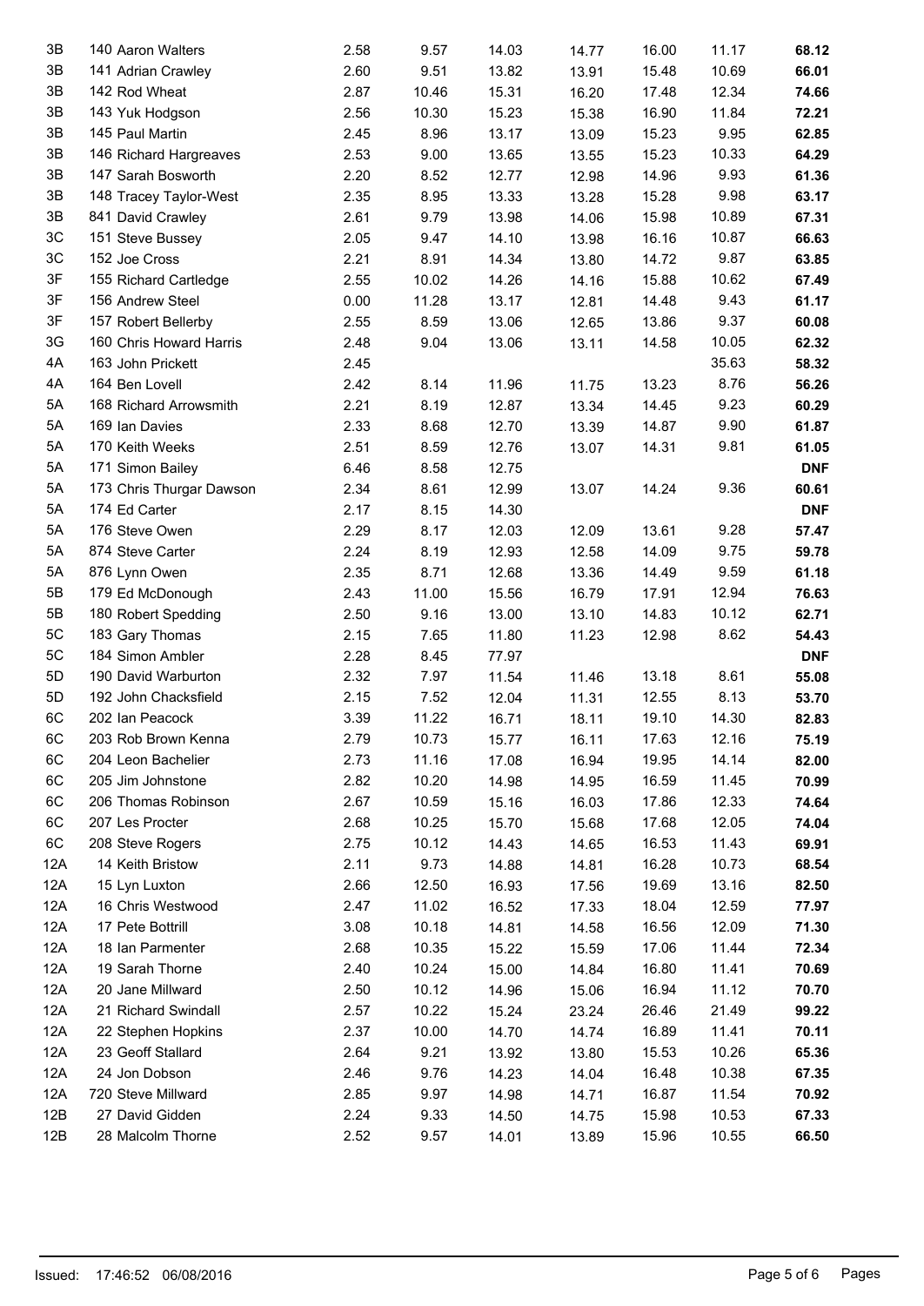| | | | | | | | | |
|---|---|---|---|---|---|---|---|---|
| 3B | 140 Aaron Walters | 2.58 | 9.57 | 14.03 | 14.77 | 16.00 | 11.17 | **68.12** |
| 3B | 141 Adrian Crawley | 2.60 | 9.51 | 13.82 | 13.91 | 15.48 | 10.69 | **66.01** |
| 3B | 142 Rod Wheat | 2.87 | 10.46 | 15.31 | 16.20 | 17.48 | 12.34 | **74.66** |
| 3B | 143 Yuk Hodgson | 2.56 | 10.30 | 15.23 | 15.38 | 16.90 | 11.84 | **72.21** |
| 3B | 145 Paul Martin | 2.45 | 8.96 | 13.17 | 13.09 | 15.23 | 9.95 | **62.85** |
| 3B | 146 Richard Hargreaves | 2.53 | 9.00 | 13.65 | 13.55 | 15.23 | 10.33 | **64.29** |
| 3B | 147 Sarah Bosworth | 2.20 | 8.52 | 12.77 | 12.98 | 14.96 | 9.93 | **61.36** |
| 3B | 148 Tracey Taylor-West | 2.35 | 8.95 | 13.33 | 13.28 | 15.28 | 9.98 | **63.17** |
| 3B | 841 David Crawley | 2.61 | 9.79 | 13.98 | 14.06 | 15.98 | 10.89 | **67.31** |
| 3C | 151 Steve Bussey | 2.05 | 9.47 | 14.10 | 13.98 | 16.16 | 10.87 | **66.63** |
| 3C | 152 Joe Cross | 2.21 | 8.91 | 14.34 | 13.80 | 14.72 | 9.87 | **63.85** |
| 3F | 155 Richard Cartledge | 2.55 | 10.02 | 14.26 | 14.16 | 15.88 | 10.62 | **67.49** |
| 3F | 156 Andrew Steel | 0.00 | 11.28 | 13.17 | 12.81 | 14.48 | 9.43 | **61.17** |
| 3F | 157 Robert Bellerby | 2.55 | 8.59 | 13.06 | 12.65 | 13.86 | 9.37 | **60.08** |
| 3G | 160 Chris Howard Harris | 2.48 | 9.04 | 13.06 | 13.11 | 14.58 | 10.05 | **62.32** |
| 4A | 163 John Prickett | 2.45 | | | | | 35.63 | **58.32** |
| 4A | 164 Ben Lovell | 2.42 | 8.14 | 11.96 | 11.75 | 13.23 | 8.76 | **56.26** |
| 5A | 168 Richard Arrowsmith | 2.21 | 8.19 | 12.87 | 13.34 | 14.45 | 9.23 | **60.29** |
| 5A | 169 Ian Davies | 2.33 | 8.68 | 12.70 | 13.39 | 14.87 | 9.90 | **61.87** |
| 5A | 170 Keith Weeks | 2.51 | 8.59 | 12.76 | 13.07 | 14.31 | 9.81 | **61.05** |
| 5A | 171 Simon Bailey | 6.46 | 8.58 | 12.75 | | | | **DNF** |
| 5A | 173 Chris Thurgar Dawson | 2.34 | 8.61 | 12.99 | 13.07 | 14.24 | 9.36 | **60.61** |
| 5A | 174 Ed Carter | 2.17 | 8.15 | 14.30 | | | | **DNF** |
| 5A | 176 Steve Owen | 2.29 | 8.17 | 12.03 | 12.09 | 13.61 | 9.28 | **57.47** |
| 5A | 874 Steve Carter | 2.24 | 8.19 | 12.93 | 12.58 | 14.09 | 9.75 | **59.78** |
| 5A | 876 Lynn Owen | 2.35 | 8.71 | 12.68 | 13.36 | 14.49 | 9.59 | **61.18** |
| 5B | 179 Ed McDonough | 2.43 | 11.00 | 15.56 | 16.79 | 17.91 | 12.94 | **76.63** |
| 5B | 180 Robert Spedding | 2.50 | 9.16 | 13.00 | 13.10 | 14.83 | 10.12 | **62.71** |
| 5C | 183 Gary Thomas | 2.15 | 7.65 | 11.80 | 11.23 | 12.98 | 8.62 | **54.43** |
| 5C | 184 Simon Ambler | 2.28 | 8.45 | 77.97 | | | | **DNF** |
| 5D | 190 David Warburton | 2.32 | 7.97 | 11.54 | 11.46 | 13.18 | 8.61 | **55.08** |
| 5D | 192 John Chacksfield | 2.15 | 7.52 | 12.04 | 11.31 | 12.55 | 8.13 | **53.70** |
| 6C | 202 Ian Peacock | 3.39 | 11.22 | 16.71 | 18.11 | 19.10 | 14.30 | **82.83** |
| 6C | 203 Rob Brown Kenna | 2.79 | 10.73 | 15.77 | 16.11 | 17.63 | 12.16 | **75.19** |
| 6C | 204 Leon Bachelier | 2.73 | 11.16 | 17.08 | 16.94 | 19.95 | 14.14 | **82.00** |
| 6C | 205 Jim Johnstone | 2.82 | 10.20 | 14.98 | 14.95 | 16.59 | 11.45 | **70.99** |
| 6C | 206 Thomas Robinson | 2.67 | 10.59 | 15.16 | 16.03 | 17.86 | 12.33 | **74.64** |
| 6C | 207 Les Procter | 2.68 | 10.25 | 15.70 | 15.68 | 17.68 | 12.05 | **74.04** |
| 6C | 208 Steve Rogers | 2.75 | 10.12 | 14.43 | 14.65 | 16.53 | 11.43 | **69.91** |
| 12A | 14 Keith Bristow | 2.11 | 9.73 | 14.88 | 14.81 | 16.28 | 10.73 | **68.54** |
| 12A | 15 Lyn Luxton | 2.66 | 12.50 | 16.93 | 17.56 | 19.69 | 13.16 | **82.50** |
| 12A | 16 Chris Westwood | 2.47 | 11.02 | 16.52 | 17.33 | 18.04 | 12.59 | **77.97** |
| 12A | 17 Pete Bottrill | 3.08 | 10.18 | 14.81 | 14.58 | 16.56 | 12.09 | **71.30** |
| 12A | 18 Ian Parmenter | 2.68 | 10.35 | 15.22 | 15.59 | 17.06 | 11.44 | **72.34** |
| 12A | 19 Sarah Thorne | 2.40 | 10.24 | 15.00 | 14.84 | 16.80 | 11.41 | **70.69** |
| 12A | 20 Jane Millward | 2.50 | 10.12 | 14.96 | 15.06 | 16.94 | 11.12 | **70.70** |
| 12A | 21 Richard Swindall | 2.57 | 10.22 | 15.24 | 23.24 | 26.46 | 21.49 | **99.22** |
| 12A | 22 Stephen Hopkins | 2.37 | 10.00 | 14.70 | 14.74 | 16.89 | 11.41 | **70.11** |
| 12A | 23 Geoff Stallard | 2.64 | 9.21 | 13.92 | 13.80 | 15.53 | 10.26 | **65.36** |
| 12A | 24 Jon Dobson | 2.46 | 9.76 | 14.23 | 14.04 | 16.48 | 10.38 | **67.35** |
| 12A | 720 Steve Millward | 2.85 | 9.97 | 14.98 | 14.71 | 16.87 | 11.54 | **70.92** |
| 12B | 27 David Gidden | 2.24 | 9.33 | 14.50 | 14.75 | 15.98 | 10.53 | **67.33** |
| 12B | 28 Malcolm Thorne | 2.52 | 9.57 | 14.01 | 13.89 | 15.96 | 10.55 | **66.50** |

Issued: 17:46:52 06/08/2016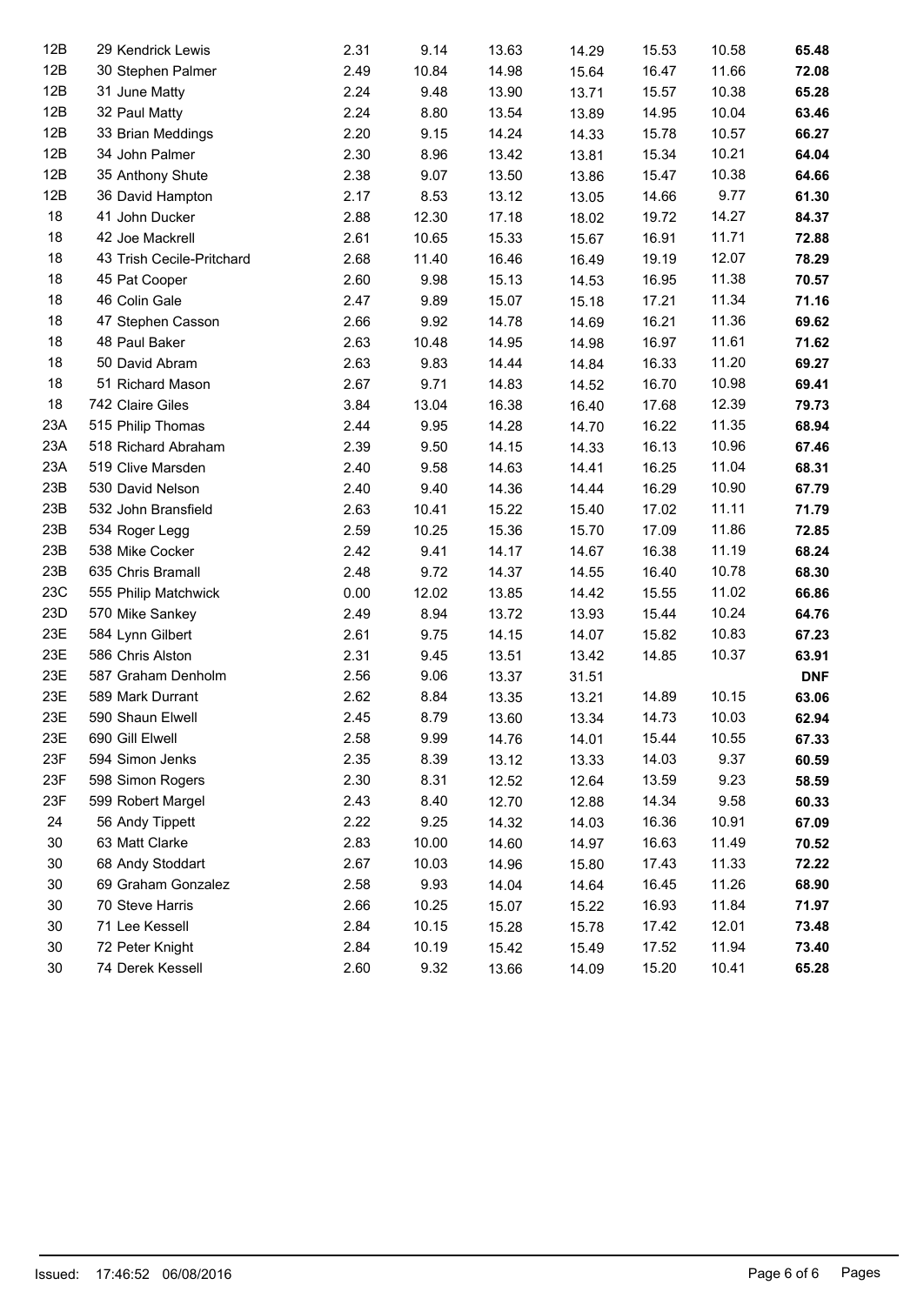| | | | | | | | | |
|---|---|---|---|---|---|---|---|---|
| 12B | 29 Kendrick Lewis | 2.31 | 9.14 | 13.63 | 14.29 | 15.53 | 10.58 | **65.48** |
| 12B | 30 Stephen Palmer | 2.49 | 10.84 | 14.98 | 15.64 | 16.47 | 11.66 | **72.08** |
| 12B | 31 June Matty | 2.24 | 9.48 | 13.90 | 13.71 | 15.57 | 10.38 | **65.28** |
| 12B | 32 Paul Matty | 2.24 | 8.80 | 13.54 | 13.89 | 14.95 | 10.04 | **63.46** |
| 12B | 33 Brian Meddings | 2.20 | 9.15 | 14.24 | 14.33 | 15.78 | 10.57 | **66.27** |
| 12B | 34 John Palmer | 2.30 | 8.96 | 13.42 | 13.81 | 15.34 | 10.21 | **64.04** |
| 12B | 35 Anthony Shute | 2.38 | 9.07 | 13.50 | 13.86 | 15.47 | 10.38 | **64.66** |
| 12B | 36 David Hampton | 2.17 | 8.53 | 13.12 | 13.05 | 14.66 | 9.77 | **61.30** |
| 18 | 41 John Ducker | 2.88 | 12.30 | 17.18 | 18.02 | 19.72 | 14.27 | **84.37** |
| 18 | 42 Joe Mackrell | 2.61 | 10.65 | 15.33 | 15.67 | 16.91 | 11.71 | **72.88** |
| 18 | 43 Trish Cecile-Pritchard | 2.68 | 11.40 | 16.46 | 16.49 | 19.19 | 12.07 | **78.29** |
| 18 | 45 Pat Cooper | 2.60 | 9.98 | 15.13 | 14.53 | 16.95 | 11.38 | **70.57** |
| 18 | 46 Colin Gale | 2.47 | 9.89 | 15.07 | 15.18 | 17.21 | 11.34 | **71.16** |
| 18 | 47 Stephen Casson | 2.66 | 9.92 | 14.78 | 14.69 | 16.21 | 11.36 | **69.62** |
| 18 | 48 Paul Baker | 2.63 | 10.48 | 14.95 | 14.98 | 16.97 | 11.61 | **71.62** |
| 18 | 50 David Abram | 2.63 | 9.83 | 14.44 | 14.84 | 16.33 | 11.20 | **69.27** |
| 18 | 51 Richard Mason | 2.67 | 9.71 | 14.83 | 14.52 | 16.70 | 10.98 | **69.41** |
| 18 | 742 Claire Giles | 3.84 | 13.04 | 16.38 | 16.40 | 17.68 | 12.39 | **79.73** |
| 23A | 515 Philip Thomas | 2.44 | 9.95 | 14.28 | 14.70 | 16.22 | 11.35 | **68.94** |
| 23A | 518 Richard Abraham | 2.39 | 9.50 | 14.15 | 14.33 | 16.13 | 10.96 | **67.46** |
| 23A | 519 Clive Marsden | 2.40 | 9.58 | 14.63 | 14.41 | 16.25 | 11.04 | **68.31** |
| 23B | 530 David Nelson | 2.40 | 9.40 | 14.36 | 14.44 | 16.29 | 10.90 | **67.79** |
| 23B | 532 John Bransfield | 2.63 | 10.41 | 15.22 | 15.40 | 17.02 | 11.11 | **71.79** |
| 23B | 534 Roger Legg | 2.59 | 10.25 | 15.36 | 15.70 | 17.09 | 11.86 | **72.85** |
| 23B | 538 Mike Cocker | 2.42 | 9.41 | 14.17 | 14.67 | 16.38 | 11.19 | **68.24** |
| 23B | 635 Chris Bramall | 2.48 | 9.72 | 14.37 | 14.55 | 16.40 | 10.78 | **68.30** |
| 23C | 555 Philip Matchwick | 0.00 | 12.02 | 13.85 | 14.42 | 15.55 | 11.02 | **66.86** |
| 23D | 570 Mike Sankey | 2.49 | 8.94 | 13.72 | 13.93 | 15.44 | 10.24 | **64.76** |
| 23E | 584 Lynn Gilbert | 2.61 | 9.75 | 14.15 | 14.07 | 15.82 | 10.83 | **67.23** |
| 23E | 586 Chris Alston | 2.31 | 9.45 | 13.51 | 13.42 | 14.85 | 10.37 | **63.91** |
| 23E | 587 Graham Denholm | 2.56 | 9.06 | 13.37 | 31.51 | | | **DNF** |
| 23E | 589 Mark Durrant | 2.62 | 8.84 | 13.35 | 13.21 | 14.89 | 10.15 | **63.06** |
| 23E | 590 Shaun Elwell | 2.45 | 8.79 | 13.60 | 13.34 | 14.73 | 10.03 | **62.94** |
| 23E | 690 Gill Elwell | 2.58 | 9.99 | 14.76 | 14.01 | 15.44 | 10.55 | **67.33** |
| 23F | 594 Simon Jenks | 2.35 | 8.39 | 13.12 | 13.33 | 14.03 | 9.37 | **60.59** |
| 23F | 598 Simon Rogers | 2.30 | 8.31 | 12.52 | 12.64 | 13.59 | 9.23 | **58.59** |
| 23F | 599 Robert Margel | 2.43 | 8.40 | 12.70 | 12.88 | 14.34 | 9.58 | **60.33** |
| 24 | 56 Andy Tippett | 2.22 | 9.25 | 14.32 | 14.03 | 16.36 | 10.91 | **67.09** |
| 30 | 63 Matt Clarke | 2.83 | 10.00 | 14.60 | 14.97 | 16.63 | 11.49 | **70.52** |
| 30 | 68 Andy Stoddart | 2.67 | 10.03 | 14.96 | 15.80 | 17.43 | 11.33 | **72.22** |
| 30 | 69 Graham Gonzalez | 2.58 | 9.93 | 14.04 | 14.64 | 16.45 | 11.26 | **68.90** |
| 30 | 70 Steve Harris | 2.66 | 10.25 | 15.07 | 15.22 | 16.93 | 11.84 | **71.97** |
| 30 | 71 Lee Kessell | 2.84 | 10.15 | 15.28 | 15.78 | 17.42 | 12.01 | **73.48** |
| 30 | 72 Peter Knight | 2.84 | 10.19 | 15.42 | 15.49 | 17.52 | 11.94 | **73.40** |
| 30 | 74 Derek Kessell | 2.60 | 9.32 | 13.66 | 14.09 | 15.20 | 10.41 | **65.28** |

Issued: 17:46:52 06/08/2016